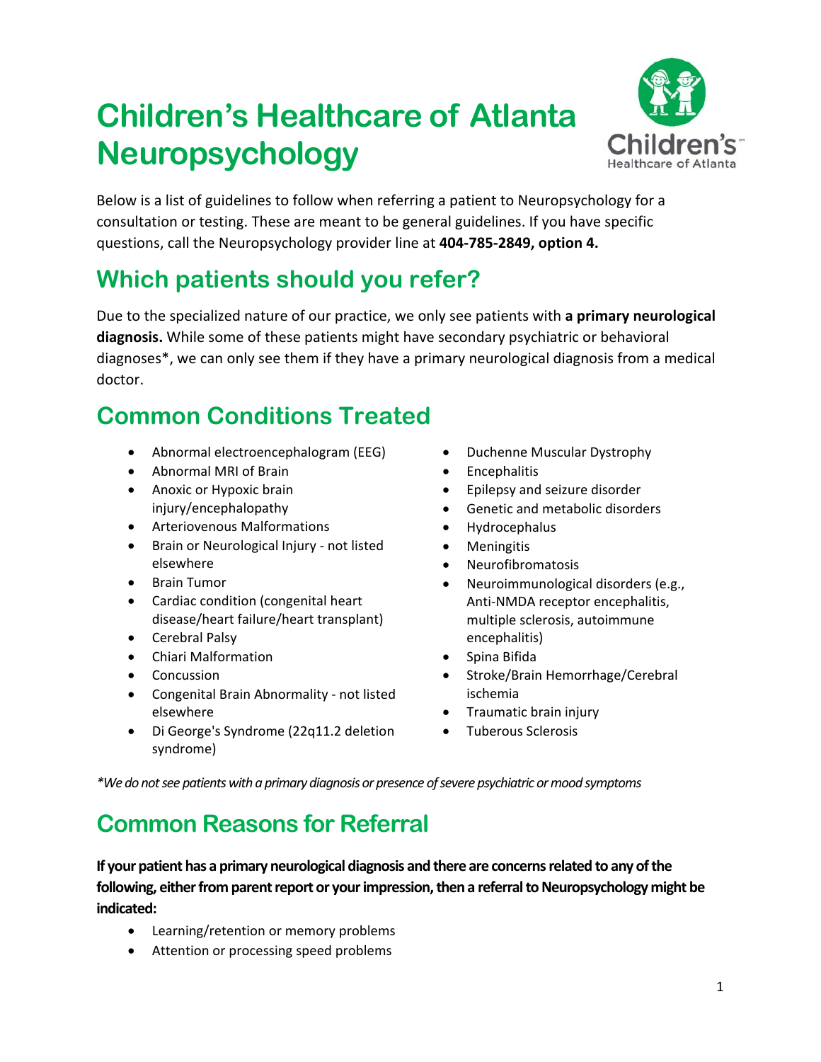# Children's Healthcare of Atlanta Neuropsychology

Below is a list of guidelines to follow when referring a patient to Neuropsychology for a consultation or testing. These are meant to be general guidelines. If you have specific questions, call the Neuropsychology provider line at **404-785-2849, option 4.**

## Which patients should you refer?

Due to the specialized nature of our practice, we only see patients with **a primary neurological diagnosis.** While some of these patients might have secondary psychiatric or behavioral diagnoses*, we can only see them if they have a primary neurological diagnosis from a medical doctor.

## Common Conditions Treated

- Abnormal electroencephalogram (EEG)
- Abnormal MRI of Brain
- Anoxic or Hypoxic brain injury/encephalopathy
- Arteriovenous Malformations
- Brain or Neurological Injury - not listed elsewhere
- Brain Tumor
- Cardiac condition (congenital heart disease/heart failure/heart transplant)
- Cerebral Palsy
- Chiari Malformation
- Concussion
- Congenital Brain Abnormality - not listed elsewhere
- Di George's Syndrome (22q11.2 deletion syndrome)
- Duchenne Muscular Dystrophy
- Encephalitis
- Epilepsy and seizure disorder
- Genetic and metabolic disorders
- Hydrocephalus
- Meningitis
- Neurofibromatosis
- Neuroimmunological disorders (e.g., Anti-NMDA receptor encephalitis, multiple sclerosis, autoimmune encephalitis)
- Spina Bifida
- Stroke/Brain Hemorrhage/Cerebral ischemia
- Traumatic brain injury
- Tuberous Sclerosis

*\*We do not see patients with a primary diagnosis or presence of severe psychiatric or mood symptoms*

## Common Reasons for Referral

**If your patient has a primary neurological diagnosis and there are concerns related to any of the following, either from parent report or your impression, then a referral to Neuropsychology might be indicated:**

- Learning/retention or memory problems
- Attention or processing speed problems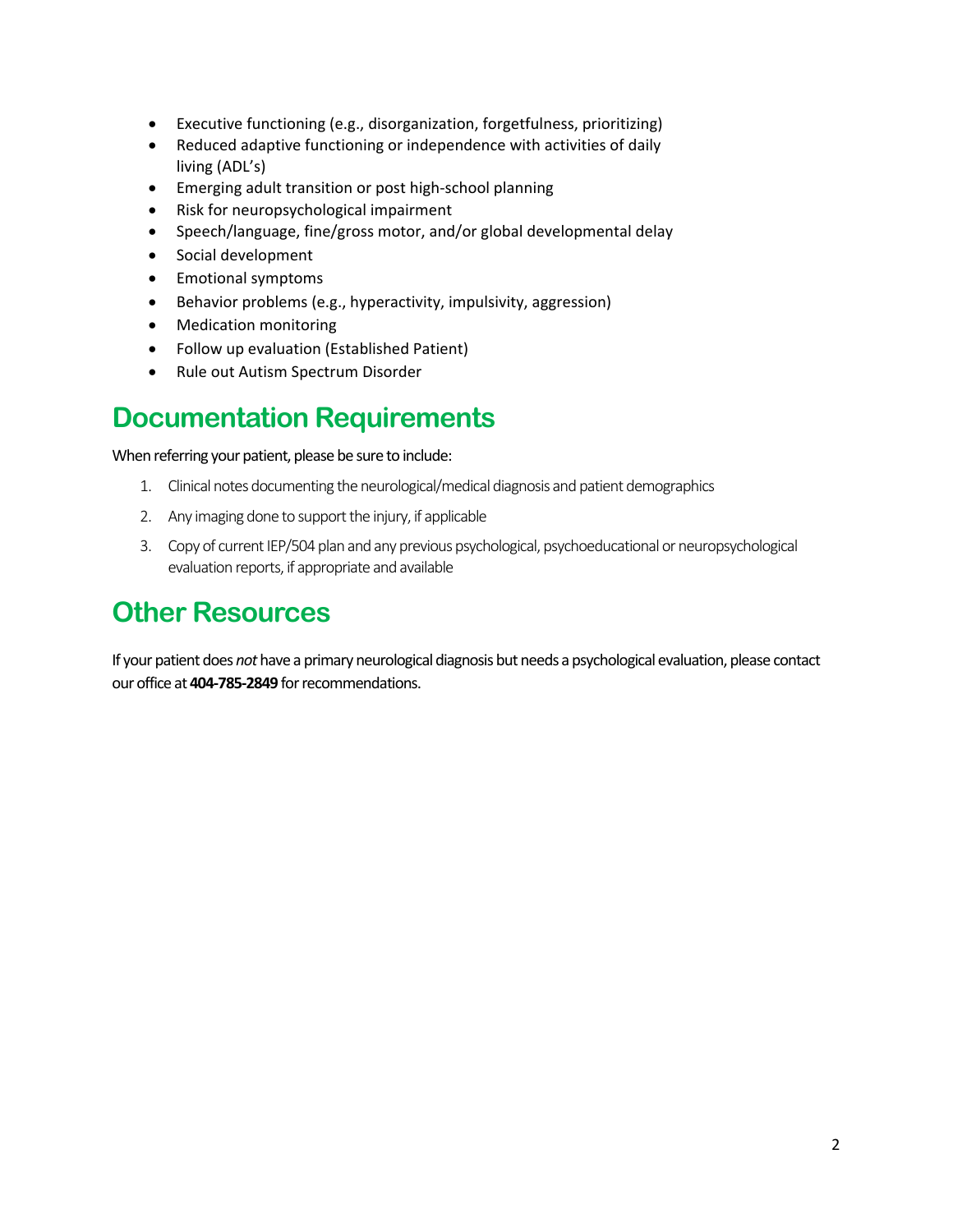- Executive functioning (e.g., disorganization, forgetfulness, prioritizing)
- Reduced adaptive functioning or independence with activities of daily living (ADL's)
- Emerging adult transition or post high-school planning
- Risk for neuropsychological impairment
- Speech/language, fine/gross motor, and/or global developmental delay
- Social development
- Emotional symptoms
- Behavior problems (e.g., hyperactivity, impulsivity, aggression)
- Medication monitoring
- Follow up evaluation (Established Patient)
- Rule out Autism Spectrum Disorder

## Documentation Requirements

When referring your patient, please be sure to include:

1. Clinical notes documenting the neurological/medical diagnosis and patient demographics
2. Any imaging done to support the injury, if applicable
3. Copy of current IEP/504 plan and any previous psychological, psychoeducational or neuropsychological evaluation reports, if appropriate and available

## Other Resources

If your patient does *not* have a primary neurological diagnosis but needs a psychological evaluation, please contact our office at **404-785-2849** for recommendations.